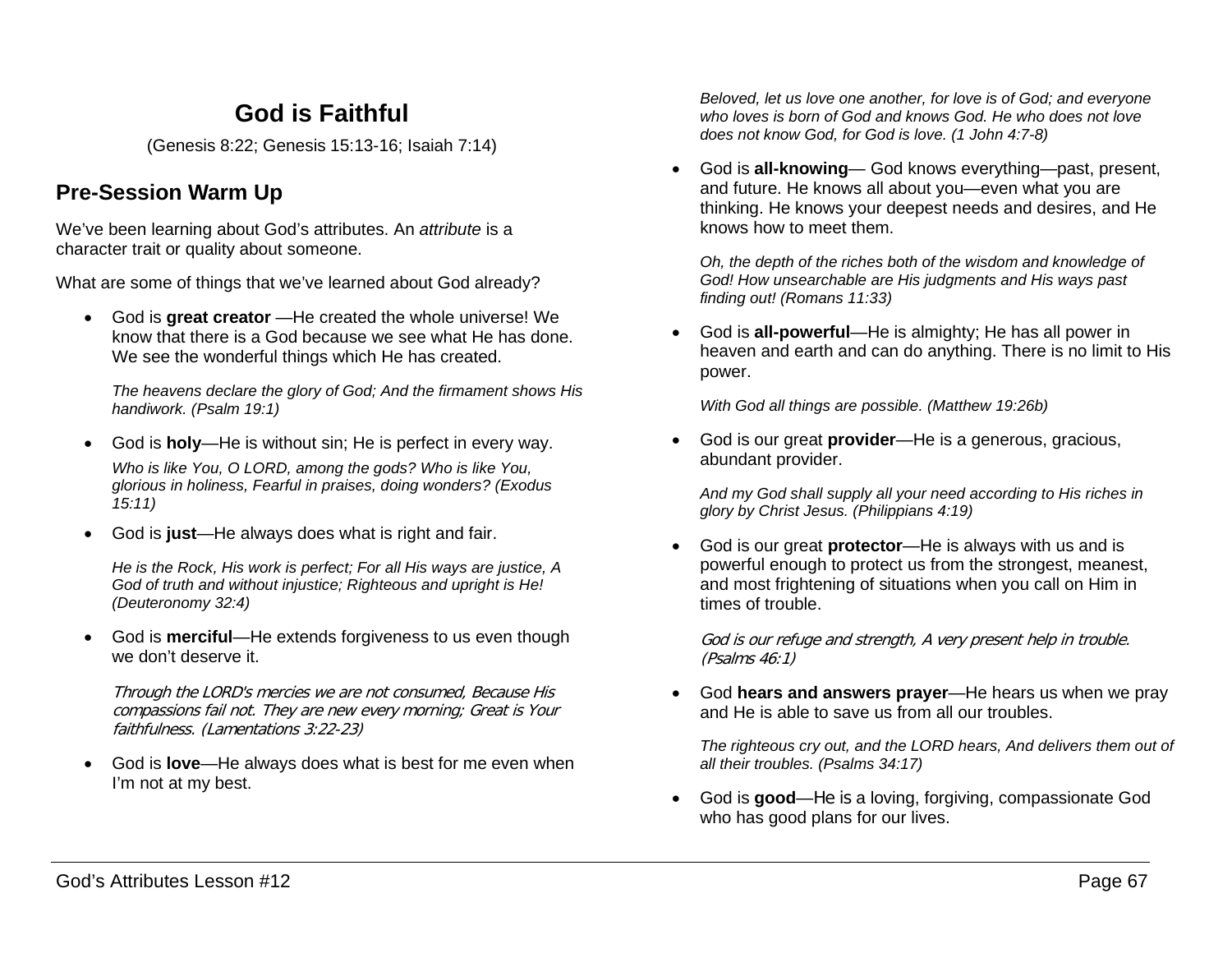# God is Faithful

(Genesis 8:22; Genesis 15:13-16; Isaiah 7:14)

## Pre-Session Warm Up

We've been learning about God's attributes. An *attribute* is a character trait or quality about someone.

What are some of things that we've learned about God already?

- God is **great creator** —He created the whole universe! We know that there is a God because we see what He has done. We see the wonderful things which He has created.

  *The heavens declare the glory of God; And the firmament shows His handiwork. (Psalm 19:1)*

- God is **holy**—He is without sin; He is perfect in every way.

  *Who is like You, O LORD, among the gods? Who is like You, glorious in holiness, Fearful in praises, doing wonders? (Exodus 15:11)*

- God is **just**—He always does what is right and fair.

  *He is the Rock, His work is perfect; For all His ways are justice, A God of truth and without injustice; Righteous and upright is He! (Deuteronomy 32:4)*

- God is **merciful**—He extends forgiveness to us even though we don't deserve it.

  *Through the LORD's mercies we are not consumed, Because His compassions fail not. They are new every morning; Great is Your faithfulness. (Lamentations 3:22-23)*

- God is **love**—He always does what is best for me even when I'm not at my best.

  *Beloved, let us love one another, for love is of God; and everyone who loves is born of God and knows God. He who does not love does not know God, for God is love. (1 John 4:7-8)*

- God is **all-knowing**— God knows everything—past, present, and future. He knows all about you—even what you are thinking. He knows your deepest needs and desires, and He knows how to meet them.

  *Oh, the depth of the riches both of the wisdom and knowledge of God! How unsearchable are His judgments and His ways past finding out! (Romans 11:33)*

- God is **all-powerful**—He is almighty; He has all power in heaven and earth and can do anything. There is no limit to His power.

  *With God all things are possible. (Matthew 19:26b)*

- God is our great **provider**—He is a generous, gracious, abundant provider.

  *And my God shall supply all your need according to His riches in glory by Christ Jesus. (Philippians 4:19)*

- God is our great **protector**—He is always with us and is powerful enough to protect us from the strongest, meanest, and most frightening of situations when you call on Him in times of trouble.

  *God is our refuge and strength, A very present help in trouble. (Psalms 46:1)*

- God **hears and answers prayer**—He hears us when we pray and He is able to save us from all our troubles.

  *The righteous cry out, and the LORD hears, And delivers them out of all their troubles. (Psalms 34:17)*

- God is **good**—He is a loving, forgiving, compassionate God who has good plans for our lives.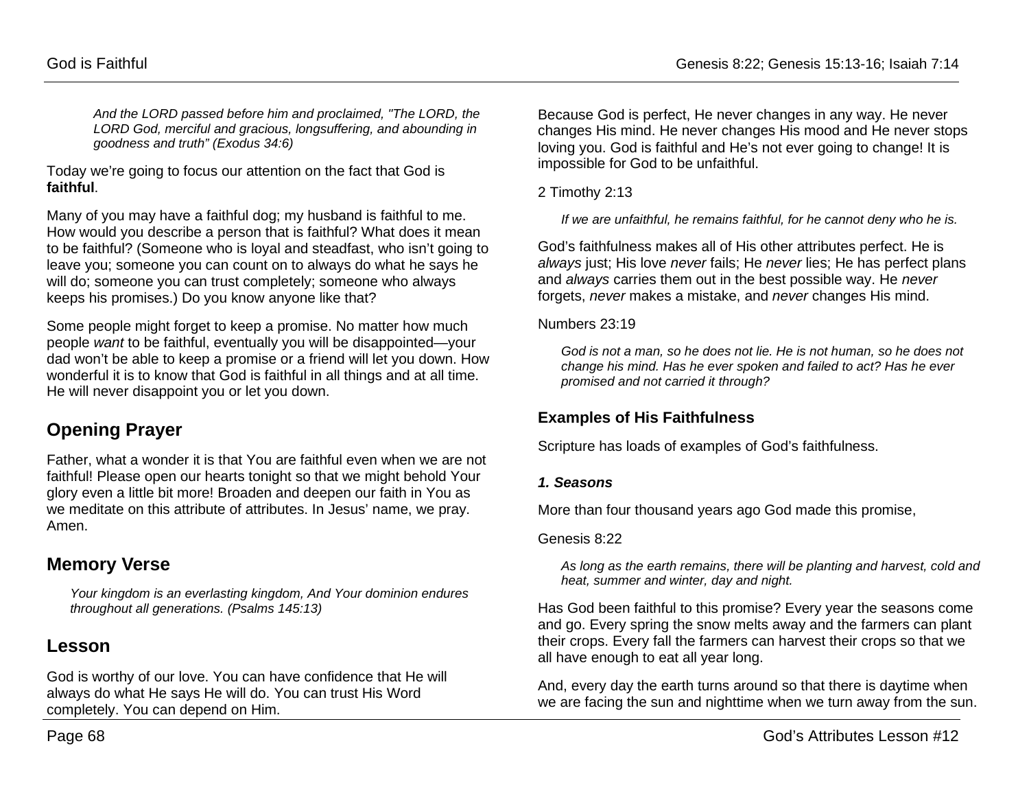> *And the LORD passed before him and proclaimed, "The LORD, the LORD God, merciful and gracious, longsuffering, and abounding in goodness and truth" (Exodus 34:6)*

Today we're going to focus our attention on the fact that God is **faithful**.

Many of you may have a faithful dog; my husband is faithful to me. How would you describe a person that is faithful? What does it mean to be faithful? (Someone who is loyal and steadfast, who isn't going to leave you; someone you can count on to always do what he says he will do; someone you can trust completely; someone who always keeps his promises.) Do you know anyone like that?

Some people might forget to keep a promise. No matter how much people *want* to be faithful, eventually you will be disappointed—your dad won't be able to keep a promise or a friend will let you down. How wonderful it is to know that God is faithful in all things and at all time. He will never disappoint you or let you down.

## Opening Prayer

Father, what a wonder it is that You are faithful even when we are not faithful! Please open our hearts tonight so that we might behold Your glory even a little bit more! Broaden and deepen our faith in You as we meditate on this attribute of attributes. In Jesus' name, we pray. Amen.

## Memory Verse

> *Your kingdom is an everlasting kingdom, And Your dominion endures throughout all generations. (Psalms 145:13)*

## Lesson

God is worthy of our love. You can have confidence that He will always do what He says He will do. You can trust His Word completely. You can depend on Him.

Because God is perfect, He never changes in any way. He never changes His mind. He never changes His mood and He never stops loving you. God is faithful and He's not ever going to change! It is impossible for God to be unfaithful.

2 Timothy 2:13

> *If we are unfaithful, he remains faithful, for he cannot deny who he is.*

God's faithfulness makes all of His other attributes perfect. He is *always* just; His love *never* fails; He *never* lies; He has perfect plans and *always* carries them out in the best possible way. He *never* forgets, *never* makes a mistake, and *never* changes His mind.

Numbers 23:19

> *God is not a man, so he does not lie. He is not human, so he does not change his mind. Has he ever spoken and failed to act? Has he ever promised and not carried it through?*

### Examples of His Faithfulness

Scripture has loads of examples of God's faithfulness.

#### *1. Seasons*

More than four thousand years ago God made this promise,

Genesis 8:22

> *As long as the earth remains, there will be planting and harvest, cold and heat, summer and winter, day and night.*

Has God been faithful to this promise? Every year the seasons come and go. Every spring the snow melts away and the farmers can plant their crops. Every fall the farmers can harvest their crops so that we all have enough to eat all year long.

And, every day the earth turns around so that there is daytime when we are facing the sun and nighttime when we turn away from the sun.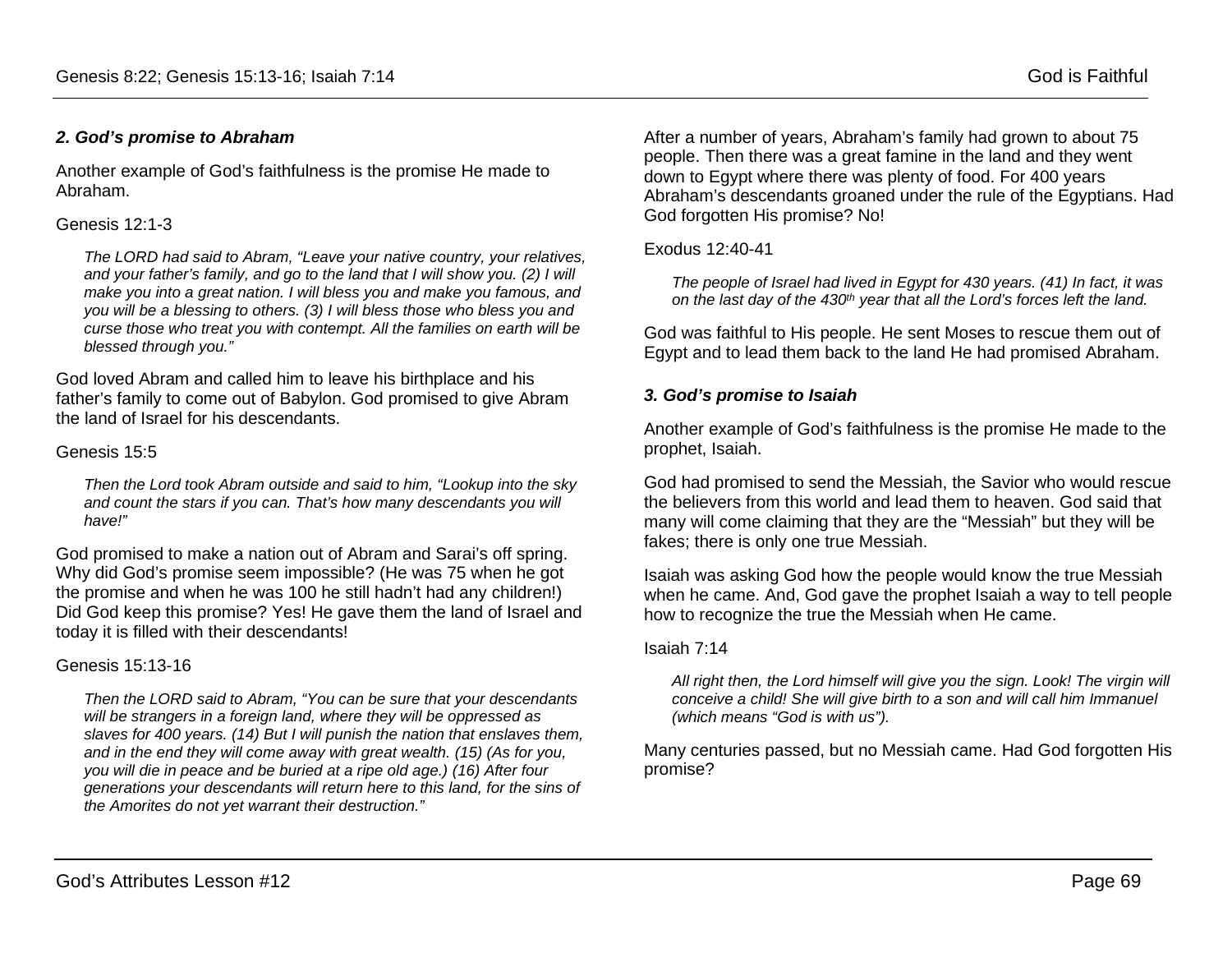### *2. God's promise to Abraham*

Another example of God's faithfulness is the promise He made to Abraham.

Genesis 12:1-3

> *The LORD had said to Abram, "Leave your native country, your relatives, and your father's family, and go to the land that I will show you. (2) I will make you into a great nation. I will bless you and make you famous, and you will be a blessing to others. (3) I will bless those who bless you and curse those who treat you with contempt. All the families on earth will be blessed through you."*

God loved Abram and called him to leave his birthplace and his father's family to come out of Babylon. God promised to give Abram the land of Israel for his descendants.

Genesis 15:5

> *Then the Lord took Abram outside and said to him, "Lookup into the sky and count the stars if you can. That's how many descendants you will have!"*

God promised to make a nation out of Abram and Sarai's off spring. Why did God's promise seem impossible? (He was 75 when he got the promise and when he was 100 he still hadn't had any children!) Did God keep this promise? Yes! He gave them the land of Israel and today it is filled with their descendants!

Genesis 15:13-16

> *Then the LORD said to Abram, "You can be sure that your descendants will be strangers in a foreign land, where they will be oppressed as slaves for 400 years. (14) But I will punish the nation that enslaves them, and in the end they will come away with great wealth. (15) (As for you, you will die in peace and be buried at a ripe old age.) (16) After four generations your descendants will return here to this land, for the sins of the Amorites do not yet warrant their destruction."*

After a number of years, Abraham's family had grown to about 75 people. Then there was a great famine in the land and they went down to Egypt where there was plenty of food. For 400 years Abraham's descendants groaned under the rule of the Egyptians. Had God forgotten His promise? No!

Exodus 12:40-41

> *The people of Israel had lived in Egypt for 430 years. (41) In fact, it was on the last day of the 430th year that all the Lord's forces left the land.*

God was faithful to His people. He sent Moses to rescue them out of Egypt and to lead them back to the land He had promised Abraham.

### *3. God's promise to Isaiah*

Another example of God's faithfulness is the promise He made to the prophet, Isaiah.

God had promised to send the Messiah, the Savior who would rescue the believers from this world and lead them to heaven. God said that many will come claiming that they are the "Messiah" but they will be fakes; there is only one true Messiah.

Isaiah was asking God how the people would know the true Messiah when he came. And, God gave the prophet Isaiah a way to tell people how to recognize the true the Messiah when He came.

Isaiah 7:14

> *All right then, the Lord himself will give you the sign. Look! The virgin will conceive a child! She will give birth to a son and will call him Immanuel (which means "God is with us").*

Many centuries passed, but no Messiah came. Had God forgotten His promise?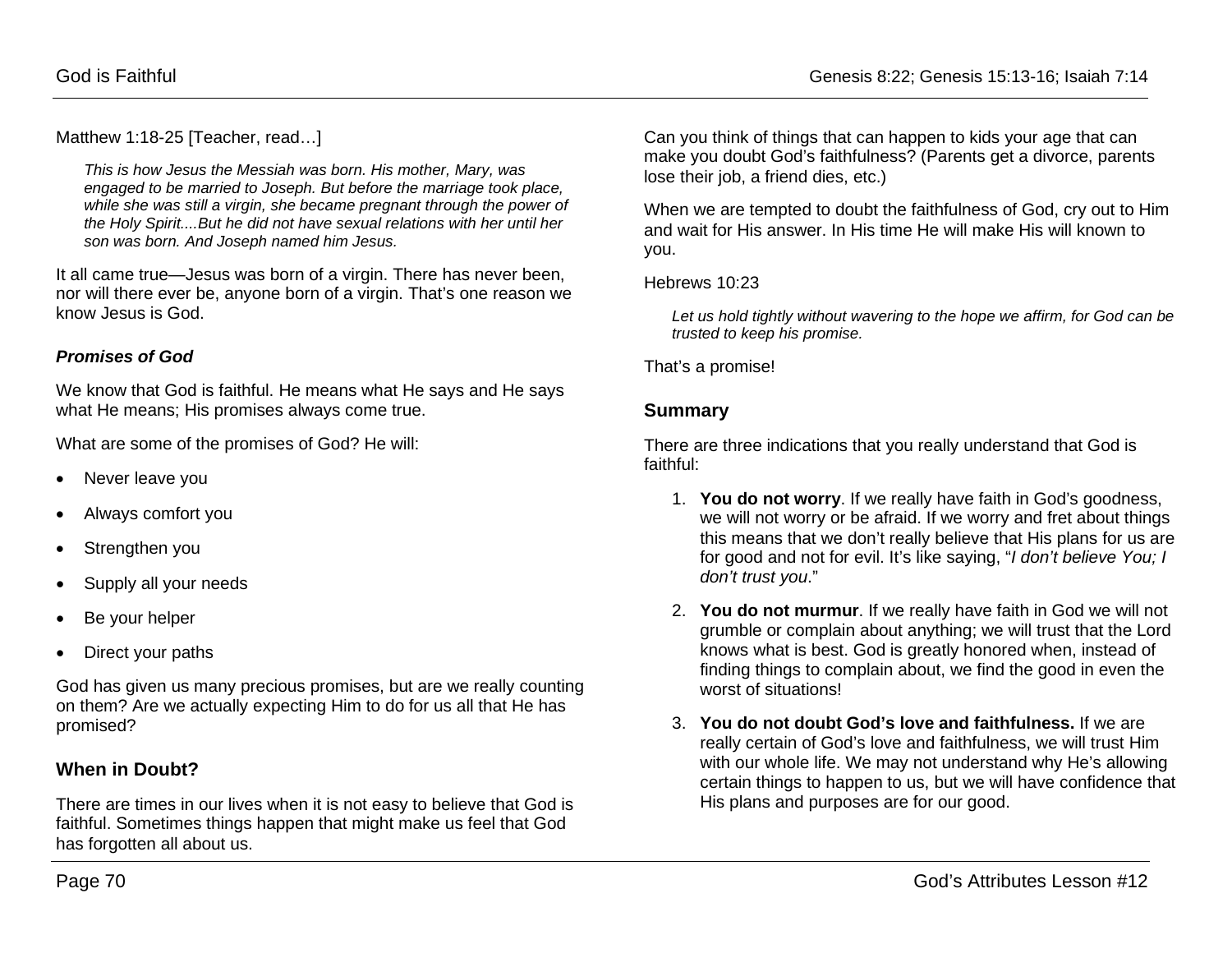Matthew 1:18-25 [Teacher, read…]

> *This is how Jesus the Messiah was born. His mother, Mary, was engaged to be married to Joseph. But before the marriage took place, while she was still a virgin, she became pregnant through the power of the Holy Spirit....But he did not have sexual relations with her until her son was born. And Joseph named him Jesus.*

It all came true—Jesus was born of a virgin. There has never been, nor will there ever be, anyone born of a virgin. That's one reason we know Jesus is God.

### *Promises of God*

We know that God is faithful. He means what He says and He says what He means; His promises always come true.

What are some of the promises of God? He will:

- Never leave you
- Always comfort you
- Strengthen you
- Supply all your needs
- Be your helper
- Direct your paths

God has given us many precious promises, but are we really counting on them? Are we actually expecting Him to do for us all that He has promised?

## When in Doubt?

There are times in our lives when it is not easy to believe that God is faithful. Sometimes things happen that might make us feel that God has forgotten all about us.

Can you think of things that can happen to kids your age that can make you doubt God's faithfulness? (Parents get a divorce, parents lose their job, a friend dies, etc.)

When we are tempted to doubt the faithfulness of God, cry out to Him and wait for His answer. In His time He will make His will known to you.

Hebrews 10:23

> *Let us hold tightly without wavering to the hope we affirm, for God can be trusted to keep his promise.*

That's a promise!

## Summary

There are three indications that you really understand that God is faithful:

1. **You do not worry**. If we really have faith in God's goodness, we will not worry or be afraid. If we worry and fret about things this means that we don't really believe that His plans for us are for good and not for evil. It's like saying, "*I don't believe You; I don't trust you*."
2. **You do not murmur**. If we really have faith in God we will not grumble or complain about anything; we will trust that the Lord knows what is best. God is greatly honored when, instead of finding things to complain about, we find the good in even the worst of situations!
3. **You do not doubt God's love and faithfulness.** If we are really certain of God's love and faithfulness, we will trust Him with our whole life. We may not understand why He's allowing certain things to happen to us, but we will have confidence that His plans and purposes are for our good.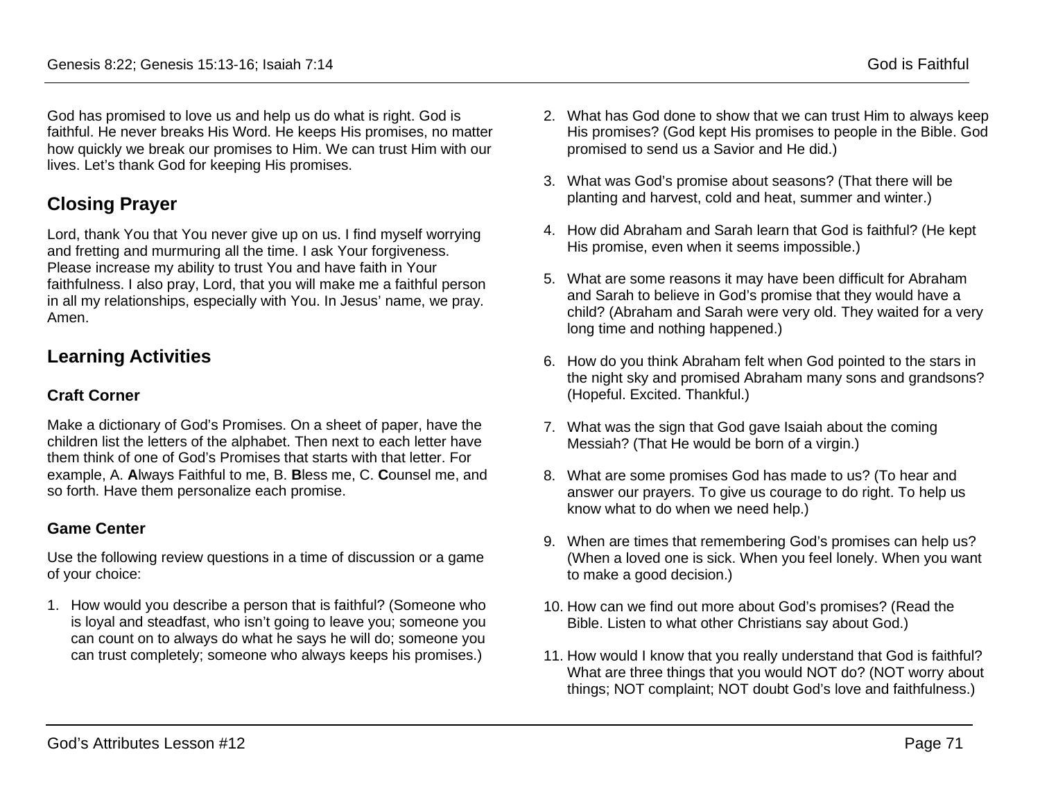God has promised to love us and help us do what is right. God is faithful. He never breaks His Word. He keeps His promises, no matter how quickly we break our promises to Him. We can trust Him with our lives. Let's thank God for keeping His promises.

## Closing Prayer

Lord, thank You that You never give up on us. I find myself worrying and fretting and murmuring all the time. I ask Your forgiveness. Please increase my ability to trust You and have faith in Your faithfulness. I also pray, Lord, that you will make me a faithful person in all my relationships, especially with You. In Jesus' name, we pray. Amen.

## Learning Activities

### Craft Corner

Make a dictionary of God's Promises. On a sheet of paper, have the children list the letters of the alphabet. Then next to each letter have them think of one of God's Promises that starts with that letter. For example, A. **A**lways Faithful to me, B. **B**less me, C. **C**ounsel me, and so forth. Have them personalize each promise.

### Game Center

Use the following review questions in a time of discussion or a game of your choice:

1. How would you describe a person that is faithful? (Someone who is loyal and steadfast, who isn't going to leave you; someone you can count on to always do what he says he will do; someone you can trust completely; someone who always keeps his promises.)
2. What has God done to show that we can trust Him to always keep His promises? (God kept His promises to people in the Bible. God promised to send us a Savior and He did.)
3. What was God's promise about seasons? (That there will be planting and harvest, cold and heat, summer and winter.)
4. How did Abraham and Sarah learn that God is faithful? (He kept His promise, even when it seems impossible.)
5. What are some reasons it may have been difficult for Abraham and Sarah to believe in God's promise that they would have a child? (Abraham and Sarah were very old. They waited for a very long time and nothing happened.)
6. How do you think Abraham felt when God pointed to the stars in the night sky and promised Abraham many sons and grandsons? (Hopeful. Excited. Thankful.)
7. What was the sign that God gave Isaiah about the coming Messiah? (That He would be born of a virgin.)
8. What are some promises God has made to us? (To hear and answer our prayers. To give us courage to do right. To help us know what to do when we need help.)
9. When are times that remembering God's promises can help us? (When a loved one is sick. When you feel lonely. When you want to make a good decision.)
10. How can we find out more about God's promises? (Read the Bible. Listen to what other Christians say about God.)
11. How would I know that you really understand that God is faithful? What are three things that you would NOT do? (NOT worry about things; NOT complaint; NOT doubt God's love and faithfulness.)